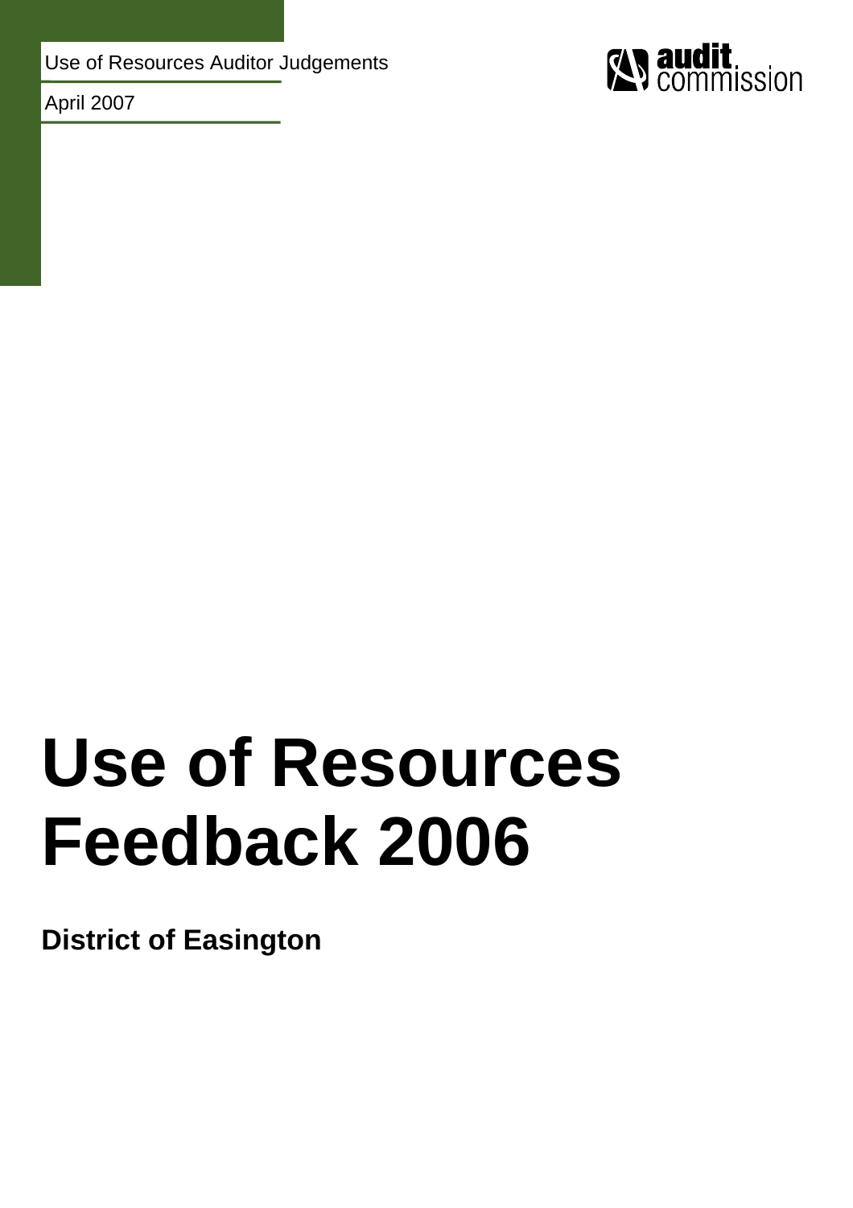Use of Resources Auditor Judgements

April 2007

# Use of Resources Feedback 2006

**District of Easington**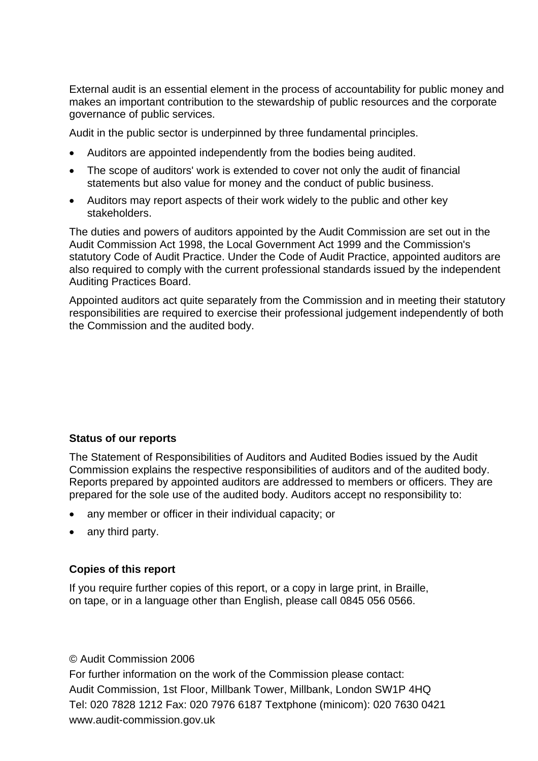External audit is an essential element in the process of accountability for public money and makes an important contribution to the stewardship of public resources and the corporate governance of public services.

Audit in the public sector is underpinned by three fundamental principles.

- Auditors are appointed independently from the bodies being audited.
- The scope of auditors' work is extended to cover not only the audit of financial statements but also value for money and the conduct of public business.
- Auditors may report aspects of their work widely to the public and other key stakeholders.

The duties and powers of auditors appointed by the Audit Commission are set out in the Audit Commission Act 1998, the Local Government Act 1999 and the Commission's statutory Code of Audit Practice. Under the Code of Audit Practice, appointed auditors are also required to comply with the current professional standards issued by the independent Auditing Practices Board.

Appointed auditors act quite separately from the Commission and in meeting their statutory responsibilities are required to exercise their professional judgement independently of both the Commission and the audited body.

**Status of our reports**

The Statement of Responsibilities of Auditors and Audited Bodies issued by the Audit Commission explains the respective responsibilities of auditors and of the audited body. Reports prepared by appointed auditors are addressed to members or officers. They are prepared for the sole use of the audited body. Auditors accept no responsibility to:

- any member or officer in their individual capacity; or
- any third party.

**Copies of this report**

If you require further copies of this report, or a copy in large print, in Braille, on tape, or in a language other than English, please call 0845 056 0566.

© Audit Commission 2006

For further information on the work of the Commission please contact:

Audit Commission, 1st Floor, Millbank Tower, Millbank, London SW1P 4HQ

Tel: 020 7828 1212 Fax: 020 7976 6187 Textphone (minicom): 020 7630 0421

www.audit-commission.gov.uk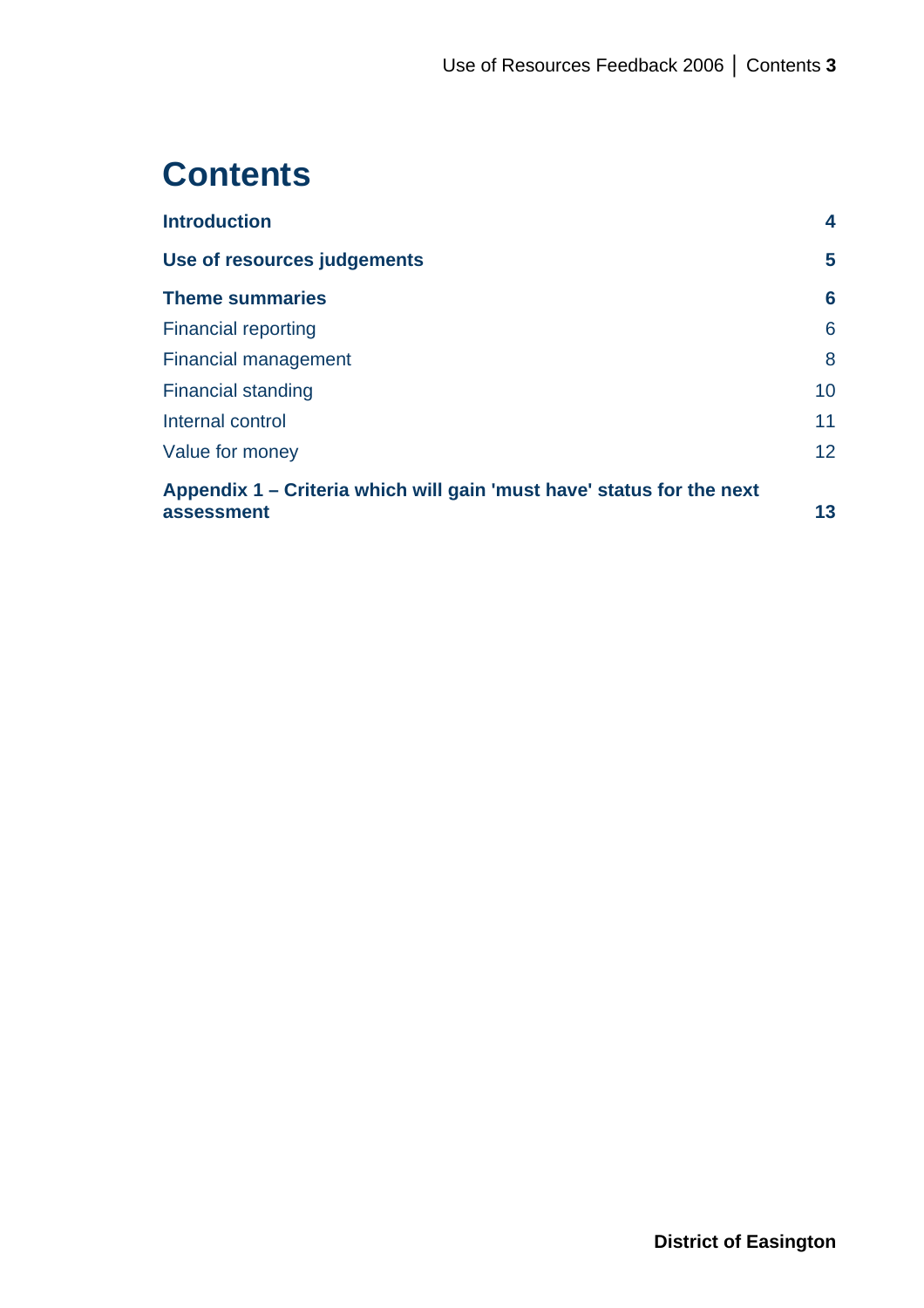# Contents

| | |
|---|---|
| **Introduction** | **4** |
| **Use of resources judgements** | **5** |
| **Theme summaries** | **6** |
| Financial reporting | 6 |
| Financial management | 8 |
| Financial standing | 10 |
| Internal control | 11 |
| Value for money | 12 |
| **Appendix 1 – Criteria which will gain 'must have' status for the next assessment** | **13** |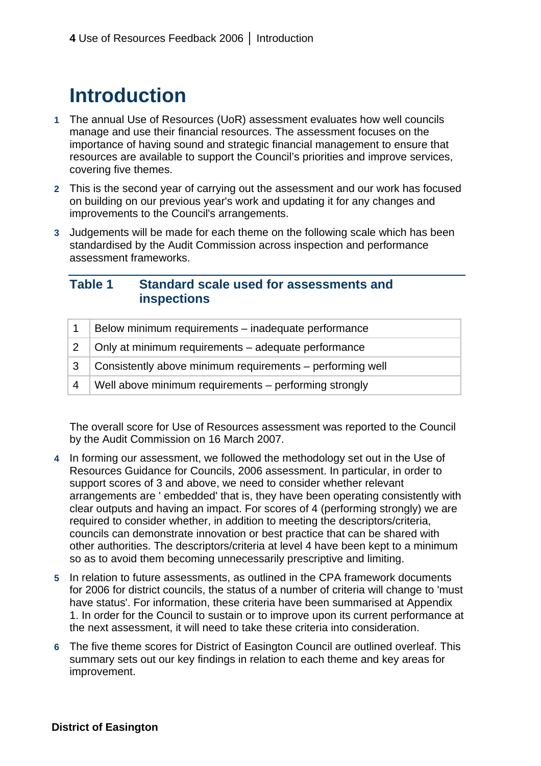# Introduction

1 The annual Use of Resources (UoR) assessment evaluates how well councils manage and use their financial resources. The assessment focuses on the importance of having sound and strategic financial management to ensure that resources are available to support the Council's priorities and improve services, covering five themes.

2 This is the second year of carrying out the assessment and our work has focused on building on our previous year's work and updating it for any changes and improvements to the Council's arrangements.

3 Judgements will be made for each theme on the following scale which has been standardised by the Audit Commission across inspection and performance assessment frameworks.

## Table 1 Standard scale used for assessments and inspections

| | |
|---|---|
| 1 | Below minimum requirements – inadequate performance |
| 2 | Only at minimum requirements – adequate performance |
| 3 | Consistently above minimum requirements – performing well |
| 4 | Well above minimum requirements – performing strongly |

The overall score for Use of Resources assessment was reported to the Council by the Audit Commission on 16 March 2007.

4 In forming our assessment, we followed the methodology set out in the Use of Resources Guidance for Councils, 2006 assessment. In particular, in order to support scores of 3 and above, we need to consider whether relevant arrangements are ' embedded' that is, they have been operating consistently with clear outputs and having an impact. For scores of 4 (performing strongly) we are required to consider whether, in addition to meeting the descriptors/criteria, councils can demonstrate innovation or best practice that can be shared with other authorities. The descriptors/criteria at level 4 have been kept to a minimum so as to avoid them becoming unnecessarily prescriptive and limiting.

5 In relation to future assessments, as outlined in the CPA framework documents for 2006 for district councils, the status of a number of criteria will change to 'must have status'. For information, these criteria have been summarised at Appendix 1. In order for the Council to sustain or to improve upon its current performance at the next assessment, it will need to take these criteria into consideration.

6 The five theme scores for District of Easington Council are outlined overleaf. This summary sets out our key findings in relation to each theme and key areas for improvement.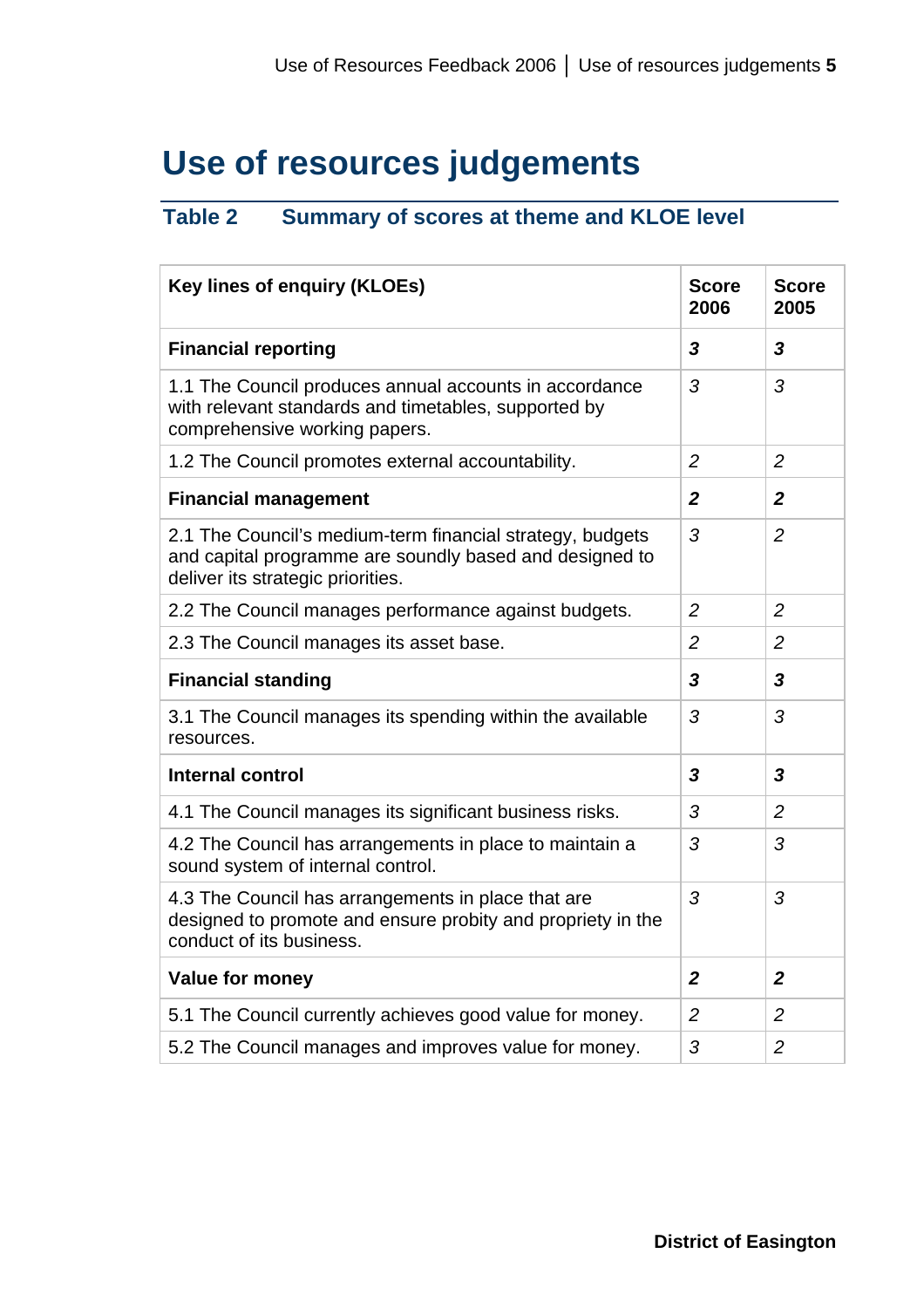# Use of resources judgements

## Table 2 Summary of scores at theme and KLOE level

| Key lines of enquiry (KLOEs) | Score 2006 | Score 2005 |
|---|---|---|
| **Financial reporting** | ***3*** | ***3*** |
| 1.1 The Council produces annual accounts in accordance with relevant standards and timetables, supported by comprehensive working papers. | *3* | *3* |
| 1.2 The Council promotes external accountability. | *2* | *2* |
| **Financial management** | ***2*** | ***2*** |
| 2.1 The Council's medium-term financial strategy, budgets and capital programme are soundly based and designed to deliver its strategic priorities. | *3* | *2* |
| 2.2 The Council manages performance against budgets. | *2* | *2* |
| 2.3 The Council manages its asset base. | *2* | *2* |
| **Financial standing** | ***3*** | ***3*** |
| 3.1 The Council manages its spending within the available resources. | *3* | *3* |
| **Internal control** | ***3*** | ***3*** |
| 4.1 The Council manages its significant business risks. | *3* | *2* |
| 4.2 The Council has arrangements in place to maintain a sound system of internal control. | *3* | *3* |
| 4.3 The Council has arrangements in place that are designed to promote and ensure probity and propriety in the conduct of its business. | *3* | *3* |
| **Value for money** | ***2*** | ***2*** |
| 5.1 The Council currently achieves good value for money. | *2* | *2* |
| 5.2 The Council manages and improves value for money. | *3* | *2* |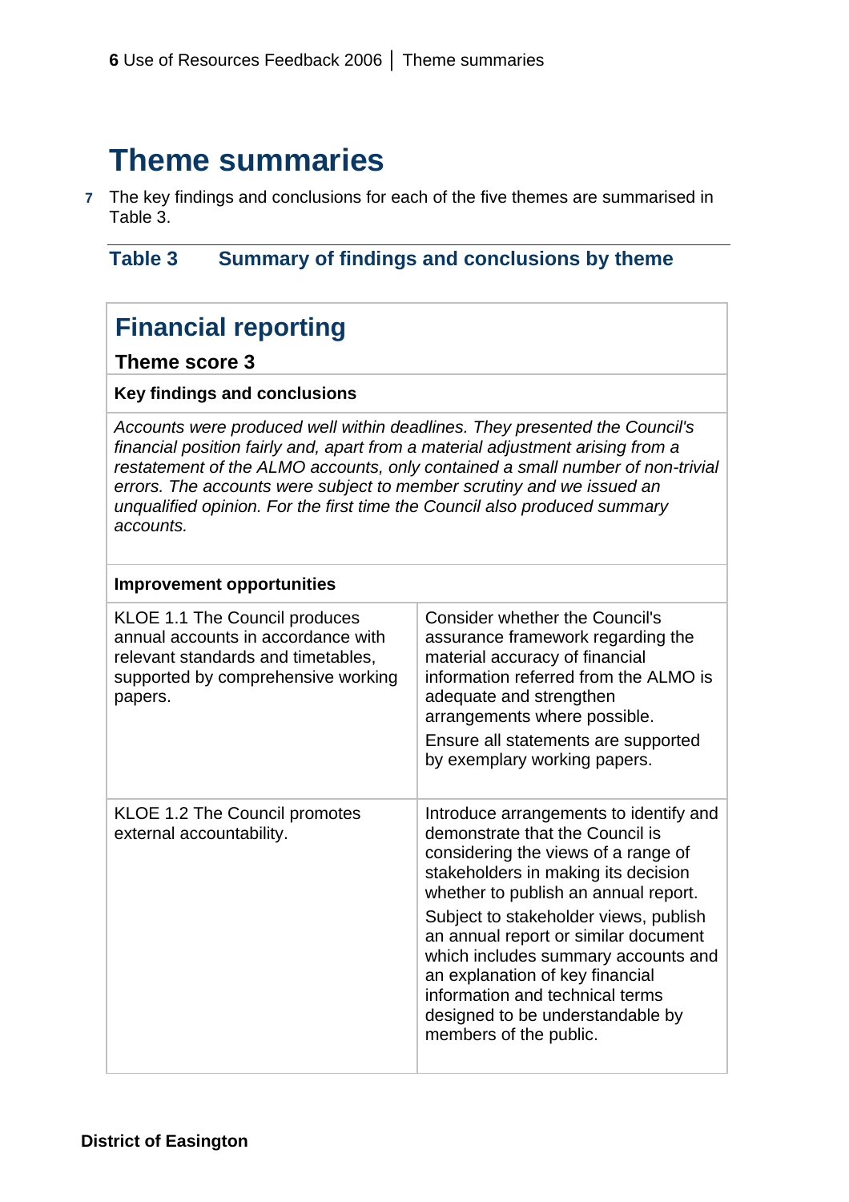# Theme summaries

7 The key findings and conclusions for each of the five themes are summarised in Table 3.

### Table 3 Summary of findings and conclusions by theme

## Financial reporting

**Theme score 3**

**Key findings and conclusions**

*Accounts were produced well within deadlines. They presented the Council's financial position fairly and, apart from a material adjustment arising from a restatement of the ALMO accounts, only contained a small number of non-trivial errors. The accounts were subject to member scrutiny and we issued an unqualified opinion. For the first time the Council also produced summary accounts.*

**Improvement opportunities**

| | |
|---|---|
| KLOE 1.1 The Council produces annual accounts in accordance with relevant standards and timetables, supported by comprehensive working papers. | Consider whether the Council's assurance framework regarding the material accuracy of financial information referred from the ALMO is adequate and strengthen arrangements where possible. Ensure all statements are supported by exemplary working papers. |
| KLOE 1.2 The Council promotes external accountability. | Introduce arrangements to identify and demonstrate that the Council is considering the views of a range of stakeholders in making its decision whether to publish an annual report. Subject to stakeholder views, publish an annual report or similar document which includes summary accounts and an explanation of key financial information and technical terms designed to be understandable by members of the public. |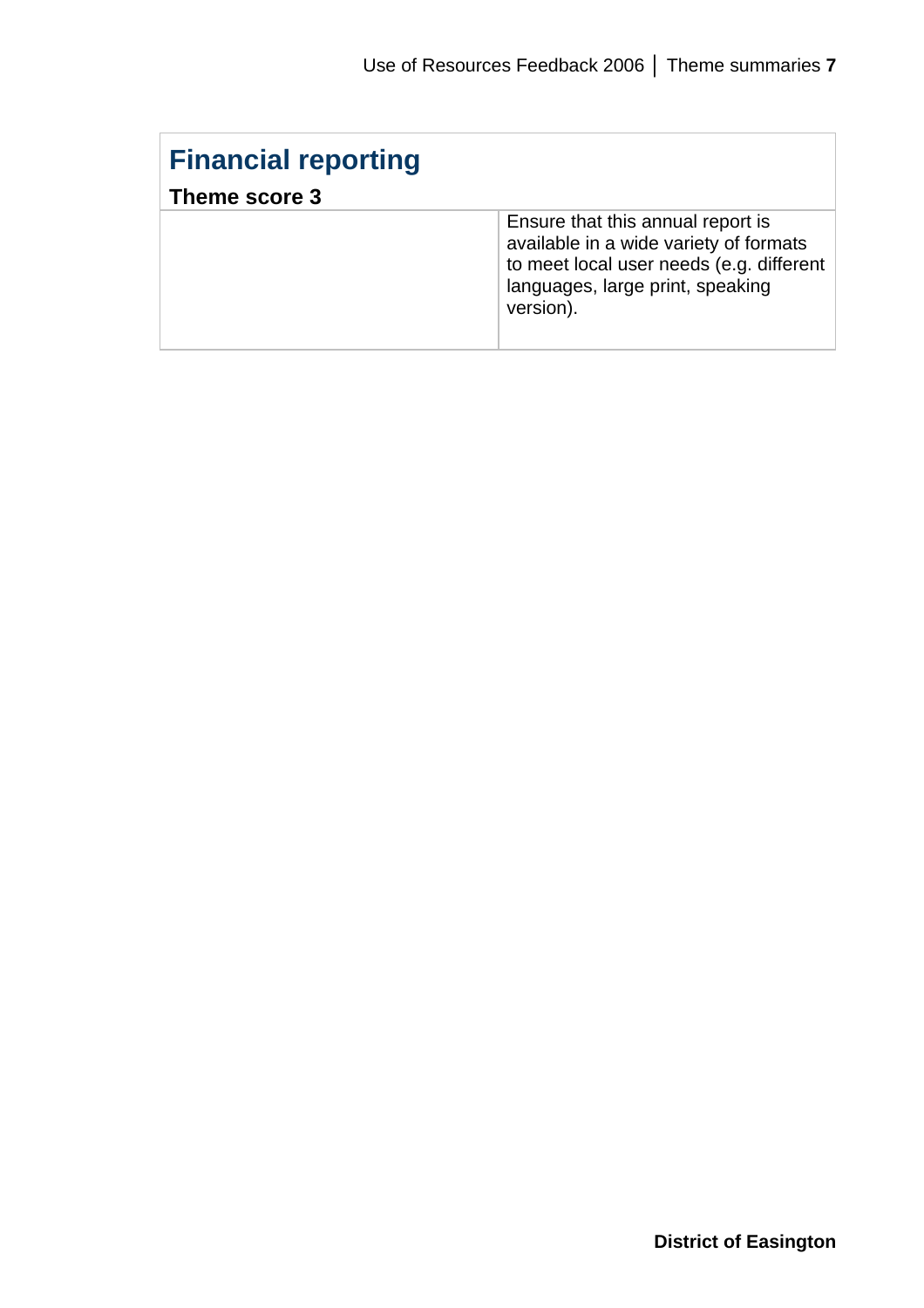## Financial reporting

**Theme score 3**

| | |
|---|---|
| | Ensure that this annual report is available in a wide variety of formats to meet local user needs (e.g. different languages, large print, speaking version). |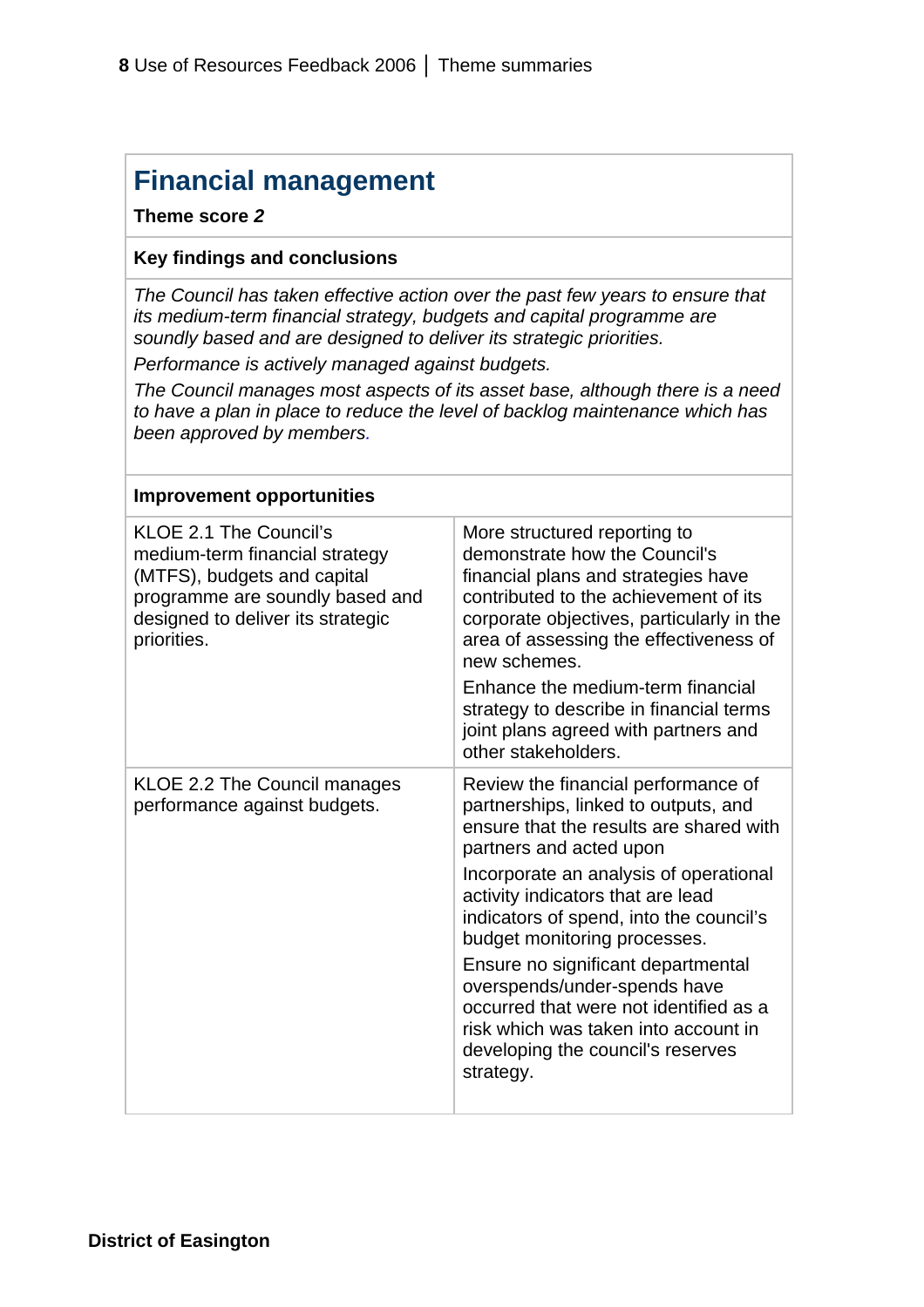## Financial management

**Theme score *2***

**Key findings and conclusions**

*The Council has taken effective action over the past few years to ensure that its medium-term financial strategy, budgets and capital programme are soundly based and are designed to deliver its strategic priorities.*

*Performance is actively managed against budgets.*

*The Council manages most aspects of its asset base, although there is a need to have a plan in place to reduce the level of backlog maintenance which has been approved by members.*

**Improvement opportunities**

| | |
|---|---|
| KLOE 2.1 The Council's medium-term financial strategy (MTFS), budgets and capital programme are soundly based and designed to deliver its strategic priorities. | More structured reporting to demonstrate how the Council's financial plans and strategies have contributed to the achievement of its corporate objectives, particularly in the area of assessing the effectiveness of new schemes.<br><br>Enhance the medium-term financial strategy to describe in financial terms joint plans agreed with partners and other stakeholders. |
| KLOE 2.2 The Council manages performance against budgets. | Review the financial performance of partnerships, linked to outputs, and ensure that the results are shared with partners and acted upon<br><br>Incorporate an analysis of operational activity indicators that are lead indicators of spend, into the council's budget monitoring processes.<br><br>Ensure no significant departmental overspends/under-spends have occurred that were not identified as a risk which was taken into account in developing the council's reserves strategy. |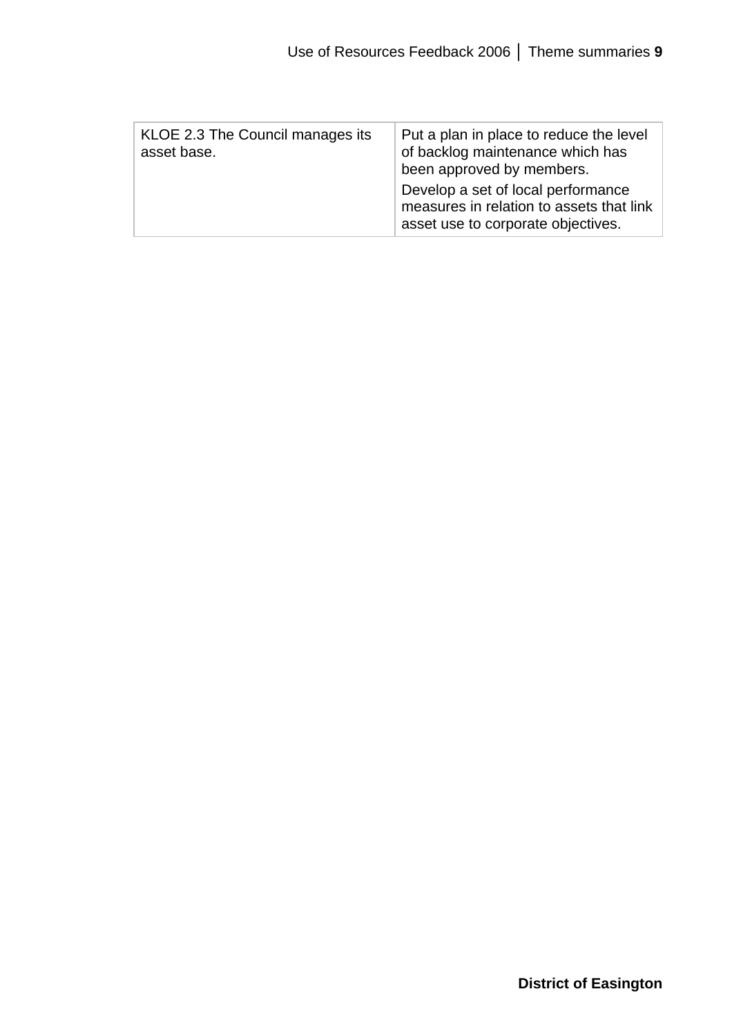| KLOE 2.3 The Council manages its asset base. | Put a plan in place to reduce the level of backlog maintenance which has been approved by members.<br>Develop a set of local performance measures in relation to assets that link asset use to corporate objectives. |
|---|---|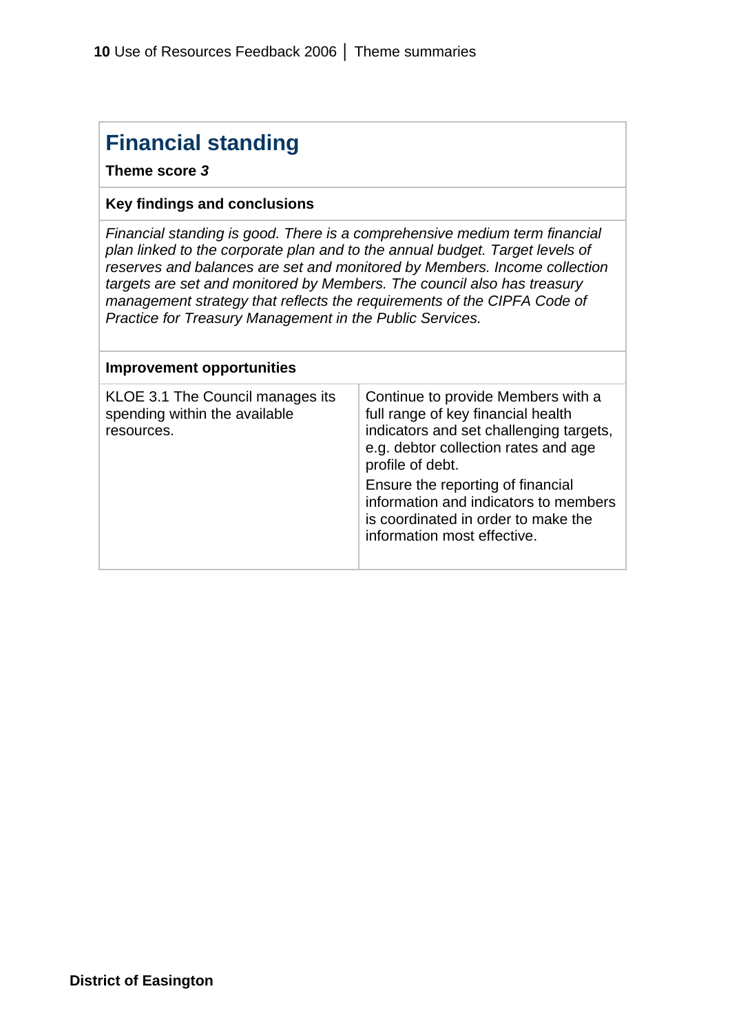## Financial standing

**Theme score *3***

**Key findings and conclusions**

*Financial standing is good. There is a comprehensive medium term financial plan linked to the corporate plan and to the annual budget. Target levels of reserves and balances are set and monitored by Members. Income collection targets are set and monitored by Members. The council also has treasury management strategy that reflects the requirements of the CIPFA Code of Practice for Treasury Management in the Public Services.*

**Improvement opportunities**

| | |
|---|---|
| KLOE 3.1 The Council manages its spending within the available resources. | Continue to provide Members with a full range of key financial health indicators and set challenging targets, e.g. debtor collection rates and age profile of debt.<br><br>Ensure the reporting of financial information and indicators to members is coordinated in order to make the information most effective. |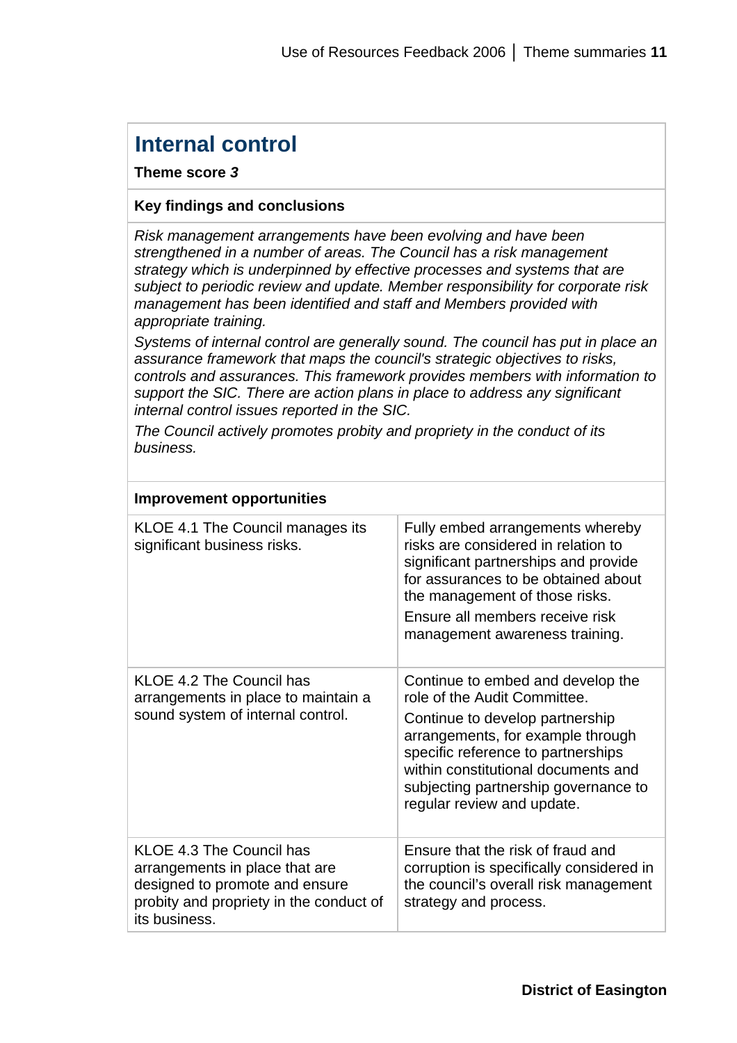## Internal control

**Theme score *3***

**Key findings and conclusions**

*Risk management arrangements have been evolving and have been strengthened in a number of areas. The Council has a risk management strategy which is underpinned by effective processes and systems that are subject to periodic review and update. Member responsibility for corporate risk management has been identified and staff and Members provided with appropriate training.*

*Systems of internal control are generally sound. The council has put in place an assurance framework that maps the council's strategic objectives to risks, controls and assurances. This framework provides members with information to support the SIC. There are action plans in place to address any significant internal control issues reported in the SIC.*

*The Council actively promotes probity and propriety in the conduct of its business.*

**Improvement opportunities**

| | |
|---|---|
| KLOE 4.1 The Council manages its significant business risks. | Fully embed arrangements whereby risks are considered in relation to significant partnerships and provide for assurances to be obtained about the management of those risks. Ensure all members receive risk management awareness training. |
| KLOE 4.2 The Council has arrangements in place to maintain a sound system of internal control. | Continue to embed and develop the role of the Audit Committee. Continue to develop partnership arrangements, for example through specific reference to partnerships within constitutional documents and subjecting partnership governance to regular review and update. |
| KLOE 4.3 The Council has arrangements in place that are designed to promote and ensure probity and propriety in the conduct of its business. | Ensure that the risk of fraud and corruption is specifically considered in the council's overall risk management strategy and process. |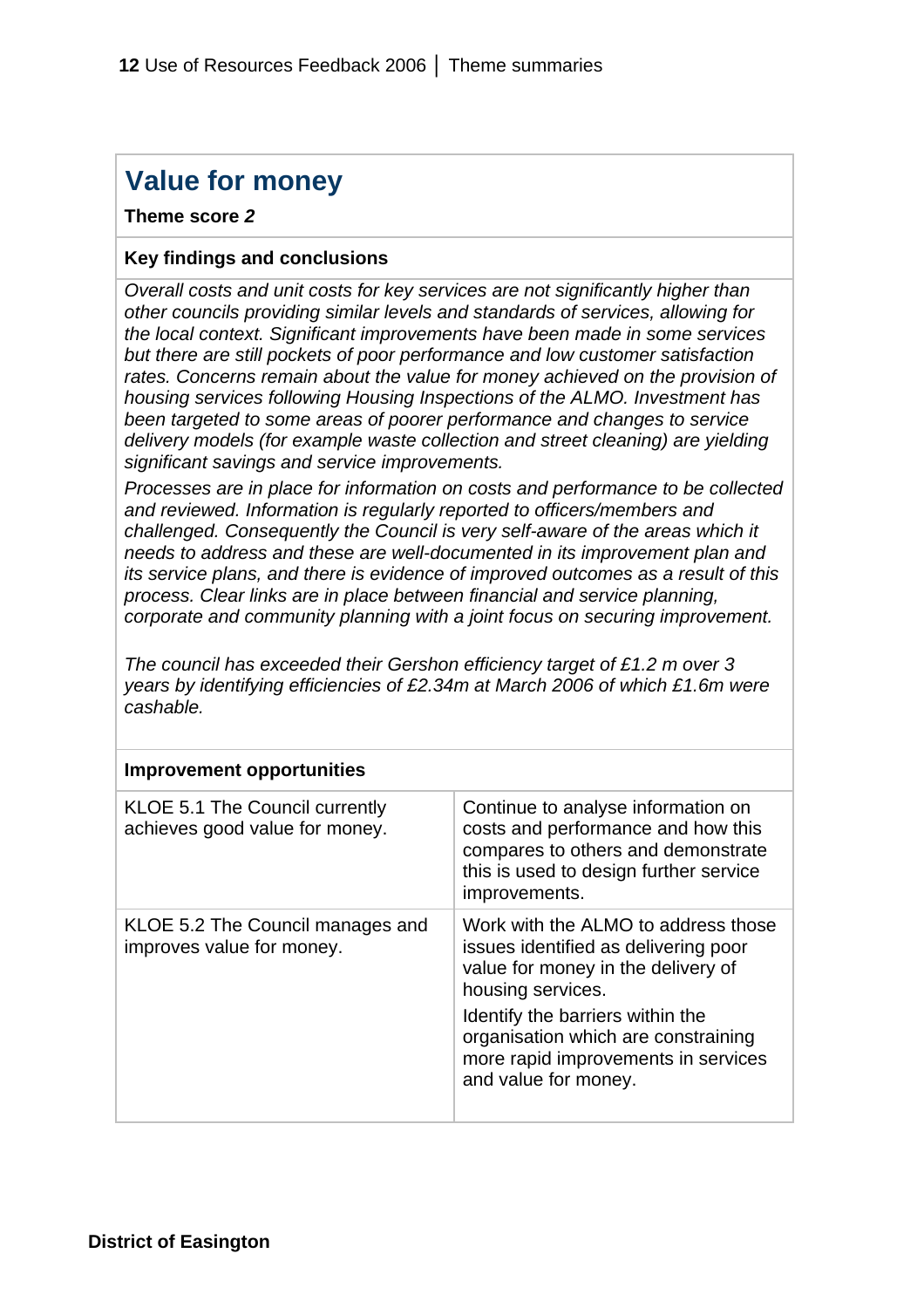## Value for money

**Theme score** ***2***

**Key findings and conclusions**

*Overall costs and unit costs for key services are not significantly higher than other councils providing similar levels and standards of services, allowing for the local context. Significant improvements have been made in some services but there are still pockets of poor performance and low customer satisfaction rates. Concerns remain about the value for money achieved on the provision of housing services following Housing Inspections of the ALMO. Investment has been targeted to some areas of poorer performance and changes to service delivery models (for example waste collection and street cleaning) are yielding significant savings and service improvements.*

*Processes are in place for information on costs and performance to be collected and reviewed. Information is regularly reported to officers/members and challenged. Consequently the Council is very self-aware of the areas which it needs to address and these are well-documented in its improvement plan and its service plans, and there is evidence of improved outcomes as a result of this process. Clear links are in place between financial and service planning, corporate and community planning with a joint focus on securing improvement.*

*The council has exceeded their Gershon efficiency target of £1.2 m over 3 years by identifying efficiencies of £2.34m at March 2006 of which £1.6m were cashable.*

**Improvement opportunities**

| | |
|---|---|
| KLOE 5.1 The Council currently achieves good value for money. | Continue to analyse information on costs and performance and how this compares to others and demonstrate this is used to design further service improvements. |
| KLOE 5.2 The Council manages and improves value for money. | Work with the ALMO to address those issues identified as delivering poor value for money in the delivery of housing services.<br><br>Identify the barriers within the organisation which are constraining more rapid improvements in services and value for money. |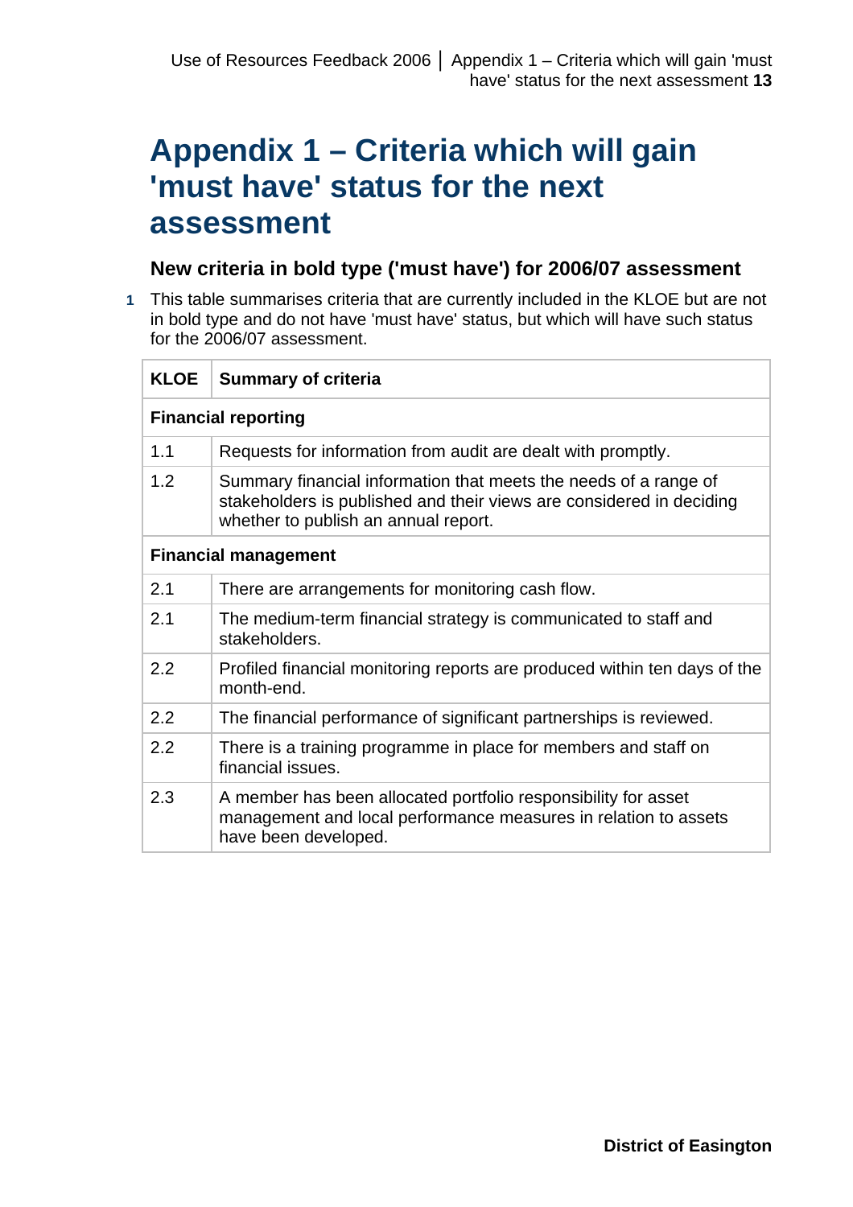# Appendix 1 – Criteria which will gain 'must have' status for the next assessment

## New criteria in bold type ('must have') for 2006/07 assessment

1 This table summarises criteria that are currently included in the KLOE but are not in bold type and do not have 'must have' status, but which will have such status for the 2006/07 assessment.

| KLOE | Summary of criteria |
|---|---|
| **Financial reporting** | |
| 1.1 | Requests for information from audit are dealt with promptly. |
| 1.2 | Summary financial information that meets the needs of a range of stakeholders is published and their views are considered in deciding whether to publish an annual report. |
| **Financial management** | |
| 2.1 | There are arrangements for monitoring cash flow. |
| 2.1 | The medium-term financial strategy is communicated to staff and stakeholders. |
| 2.2 | Profiled financial monitoring reports are produced within ten days of the month-end. |
| 2.2 | The financial performance of significant partnerships is reviewed. |
| 2.2 | There is a training programme in place for members and staff on financial issues. |
| 2.3 | A member has been allocated portfolio responsibility for asset management and local performance measures in relation to assets have been developed. |

District of Easington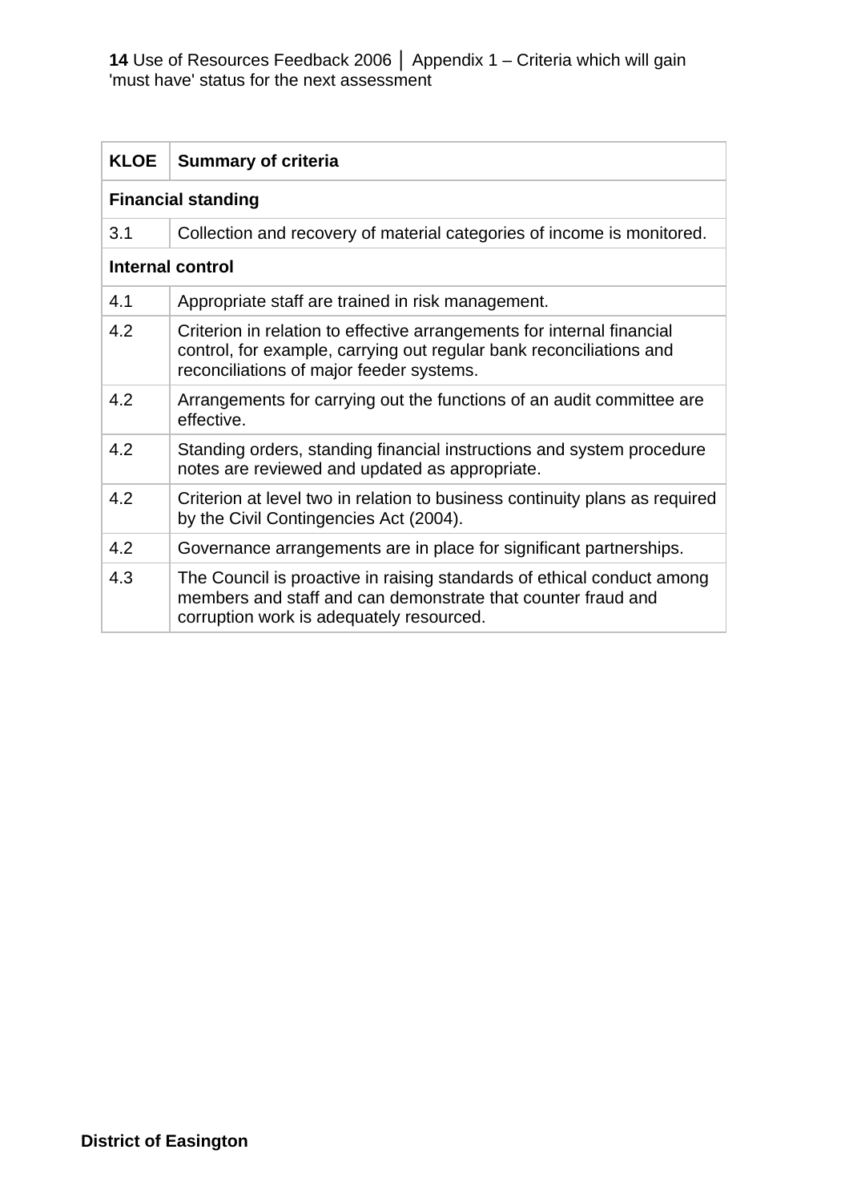**14** Use of Resources Feedback 2006 │ Appendix 1 – Criteria which will gain 'must have' status for the next assessment

| KLOE | Summary of criteria |
|---|---|
| **Financial standing** | |
| 3.1 | Collection and recovery of material categories of income is monitored. |
| **Internal control** | |
| 4.1 | Appropriate staff are trained in risk management. |
| 4.2 | Criterion in relation to effective arrangements for internal financial control, for example, carrying out regular bank reconciliations and reconciliations of major feeder systems. |
| 4.2 | Arrangements for carrying out the functions of an audit committee are effective. |
| 4.2 | Standing orders, standing financial instructions and system procedure notes are reviewed and updated as appropriate. |
| 4.2 | Criterion at level two in relation to business continuity plans as required by the Civil Contingencies Act (2004). |
| 4.2 | Governance arrangements are in place for significant partnerships. |
| 4.3 | The Council is proactive in raising standards of ethical conduct among members and staff and can demonstrate that counter fraud and corruption work is adequately resourced. |

**District of Easington**